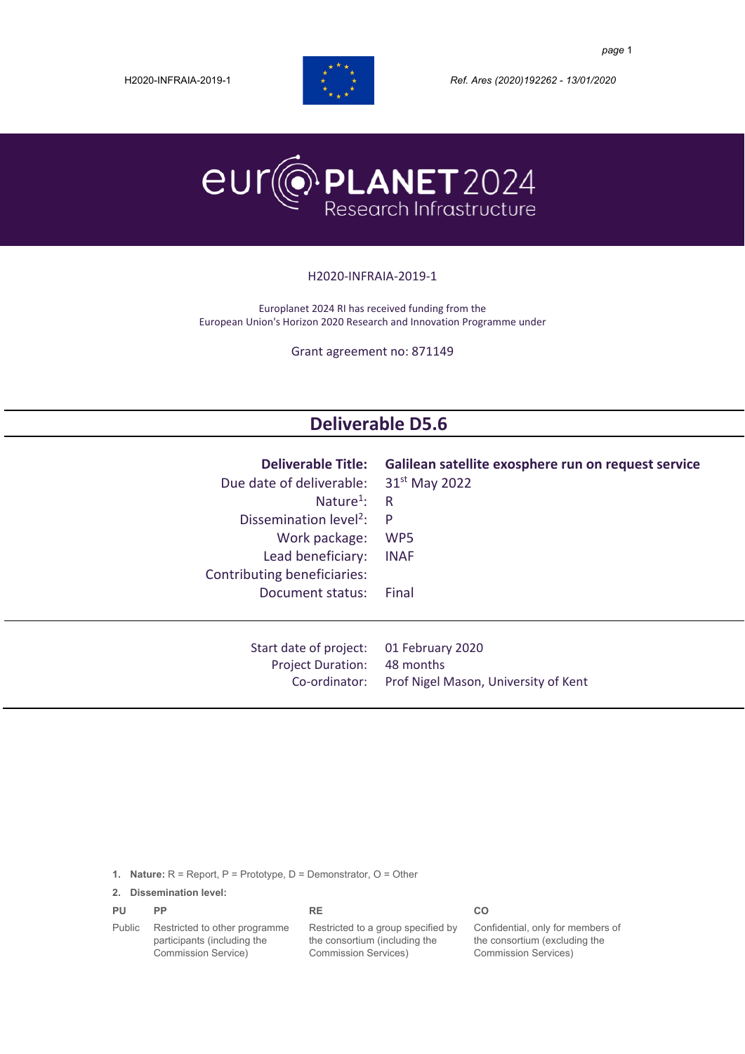H2020-INFRAIA-2019-1

*Ref. Ares (2020)192262 - 13/01/2020*

# europlanet 2024 Research Infrastructure

H2020-INFRAIA-2019-1

Europlanet 2024 RI has received funding from the
European Union's Horizon 2020 Research and Innovation Programme under

Grant agreement no: 871149

## Deliverable D5.6

| | |
|---|---|
| **Deliverable Title:** | **Galilean satellite exosphere run on request service** |
| Due date of deliverable: | 31st May 2022 |
| Nature[1]: | R |
| Dissemination level[2]: | P |
| Work package: | WP5 |
| Lead beneficiary: | INAF |
| Contributing beneficiaries: | |
| Document status: | Final |

| | |
|---|---|
| Start date of project: | 01 February 2020 |
| Project Duration: | 48 months |
| Co-ordinator: | Prof Nigel Mason, University of Kent |

1. **Nature:** R = Report, P = Prototype, D = Demonstrator, O = Other
2. **Dissemination level:**

| PU | PP | RE | CO |
|---|---|---|---|
| Public | Restricted to other programme participants (including the Commission Service) | Restricted to a group specified by the consortium (including the Commission Services) | Confidential, only for members of the consortium (excluding the Commission Services) |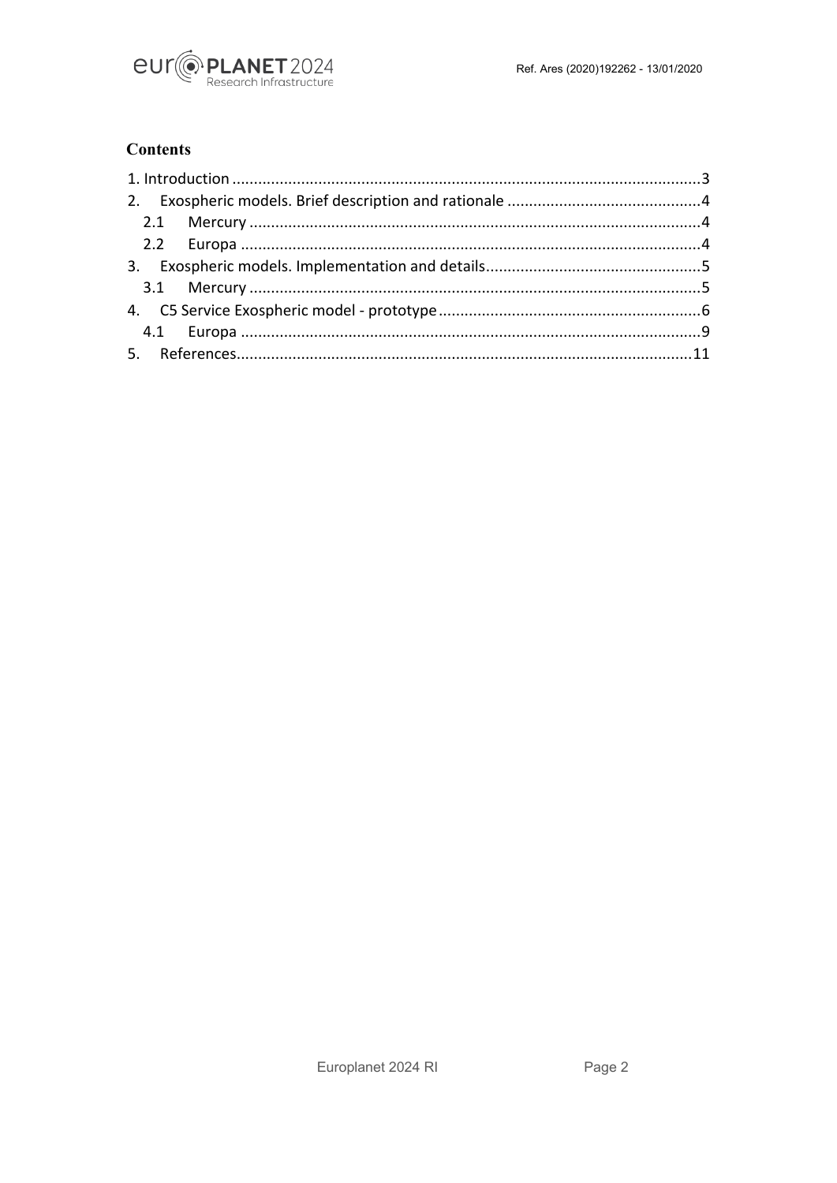# Contents

1. Introduction ........................................................................................................3
2. Exospheric models. Brief description and rationale ............................................4
   - 2.1 Mercury ......................................................................................................4
   - 2.2 Europa ........................................................................................................4
3. Exospheric models. Implementation and details.................................................5
   - 3.1 Mercury ......................................................................................................5
4. C5 Service Exospheric model - prototype ............................................................6
   - 4.1 Europa ........................................................................................................9
5. References.........................................................................................................11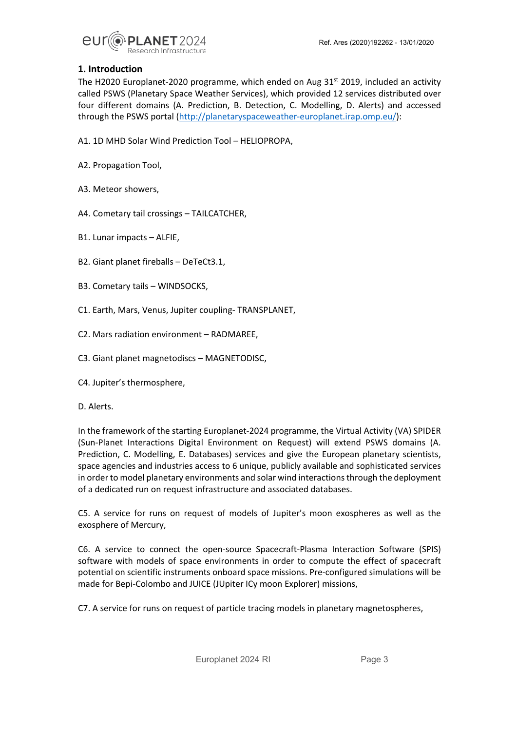## 1. Introduction

The H2020 Europlanet-2020 programme, which ended on Aug 31st 2019, included an activity called PSWS (Planetary Space Weather Services), which provided 12 services distributed over four different domains (A. Prediction, B. Detection, C. Modelling, D. Alerts) and accessed through the PSWS portal (http://planetaryspaceweather-europlanet.irap.omp.eu/):

A1. 1D MHD Solar Wind Prediction Tool – HELIOPROPA,

A2. Propagation Tool,

A3. Meteor showers,

A4. Cometary tail crossings – TAILCATCHER,

B1. Lunar impacts – ALFIE,

B2. Giant planet fireballs – DeTeCt3.1,

B3. Cometary tails – WINDSOCKS,

C1. Earth, Mars, Venus, Jupiter coupling- TRANSPLANET,

C2. Mars radiation environment – RADMAREE,

C3. Giant planet magnetodiscs – MAGNETODISC,

C4. Jupiter's thermosphere,

D. Alerts.

In the framework of the starting Europlanet-2024 programme, the Virtual Activity (VA) SPIDER (Sun-Planet Interactions Digital Environment on Request) will extend PSWS domains (A. Prediction, C. Modelling, E. Databases) services and give the European planetary scientists, space agencies and industries access to 6 unique, publicly available and sophisticated services in order to model planetary environments and solar wind interactions through the deployment of a dedicated run on request infrastructure and associated databases.

C5. A service for runs on request of models of Jupiter's moon exospheres as well as the exosphere of Mercury,

C6. A service to connect the open-source Spacecraft-Plasma Interaction Software (SPIS) software with models of space environments in order to compute the effect of spacecraft potential on scientific instruments onboard space missions. Pre-configured simulations will be made for Bepi-Colombo and JUICE (JUpiter ICy moon Explorer) missions,

C7. A service for runs on request of particle tracing models in planetary magnetospheres,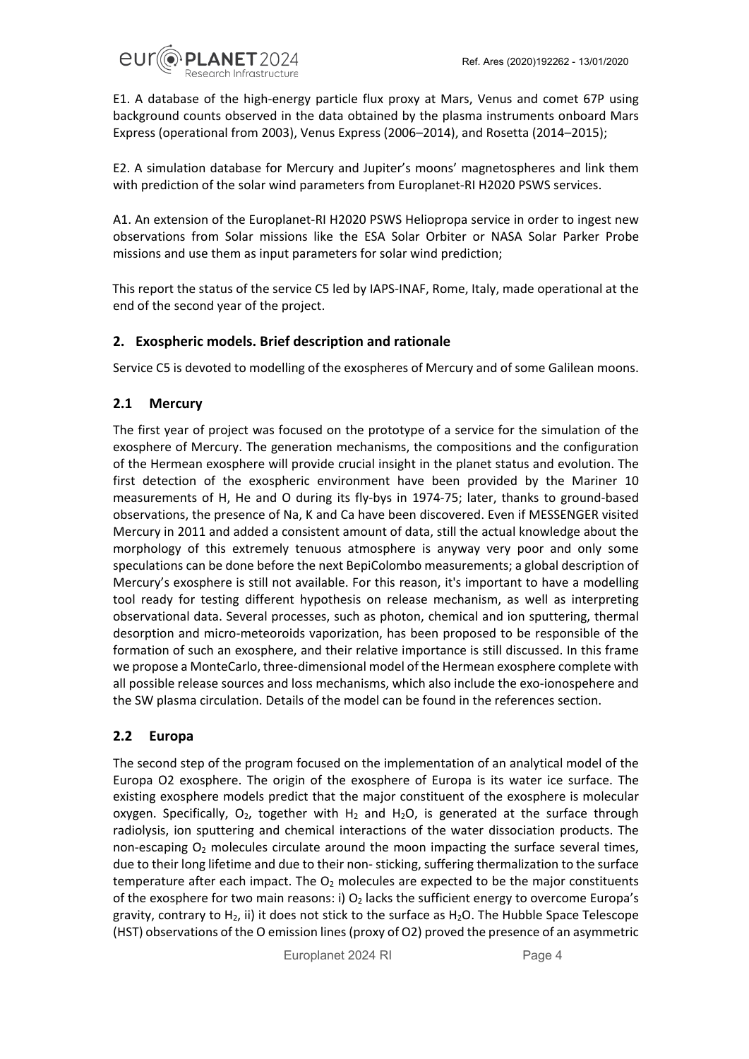E1. A database of the high-energy particle flux proxy at Mars, Venus and comet 67P using background counts observed in the data obtained by the plasma instruments onboard Mars Express (operational from 2003), Venus Express (2006–2014), and Rosetta (2014–2015);

E2. A simulation database for Mercury and Jupiter's moons' magnetospheres and link them with prediction of the solar wind parameters from Europlanet-RI H2020 PSWS services.

A1. An extension of the Europlanet-RI H2020 PSWS Heliopropa service in order to ingest new observations from Solar missions like the ESA Solar Orbiter or NASA Solar Parker Probe missions and use them as input parameters for solar wind prediction;

This report the status of the service C5 led by IAPS-INAF, Rome, Italy, made operational at the end of the second year of the project.

## 2. Exospheric models. Brief description and rationale

Service C5 is devoted to modelling of the exospheres of Mercury and of some Galilean moons.

### 2.1 Mercury

The first year of project was focused on the prototype of a service for the simulation of the exosphere of Mercury. The generation mechanisms, the compositions and the configuration of the Hermean exosphere will provide crucial insight in the planet status and evolution. The first detection of the exospheric environment have been provided by the Mariner 10 measurements of H, He and O during its fly-bys in 1974-75; later, thanks to ground-based observations, the presence of Na, K and Ca have been discovered. Even if MESSENGER visited Mercury in 2011 and added a consistent amount of data, still the actual knowledge about the morphology of this extremely tenuous atmosphere is anyway very poor and only some speculations can be done before the next BepiColombo measurements; a global description of Mercury's exosphere is still not available. For this reason, it's important to have a modelling tool ready for testing different hypothesis on release mechanism, as well as interpreting observational data. Several processes, such as photon, chemical and ion sputtering, thermal desorption and micro-meteoroids vaporization, has been proposed to be responsible of the formation of such an exosphere, and their relative importance is still discussed. In this frame we propose a MonteCarlo, three-dimensional model of the Hermean exosphere complete with all possible release sources and loss mechanisms, which also include the exo-ionospehere and the SW plasma circulation. Details of the model can be found in the references section.

### 2.2 Europa

The second step of the program focused on the implementation of an analytical model of the Europa O2 exosphere. The origin of the exosphere of Europa is its water ice surface. The existing exosphere models predict that the major constituent of the exosphere is molecular oxygen. Specifically, $O_2$, together with $H_2$ and $H_2O$, is generated at the surface through radiolysis, ion sputtering and chemical interactions of the water dissociation products. The non-escaping $O_2$ molecules circulate around the moon impacting the surface several times, due to their long lifetime and due to their non- sticking, suffering thermalization to the surface temperature after each impact. The $O_2$ molecules are expected to be the major constituents of the exosphere for two main reasons: i) $O_2$ lacks the sufficient energy to overcome Europa's gravity, contrary to $H_2$, ii) it does not stick to the surface as $H_2O$. The Hubble Space Telescope (HST) observations of the O emission lines (proxy of O2) proved the presence of an asymmetric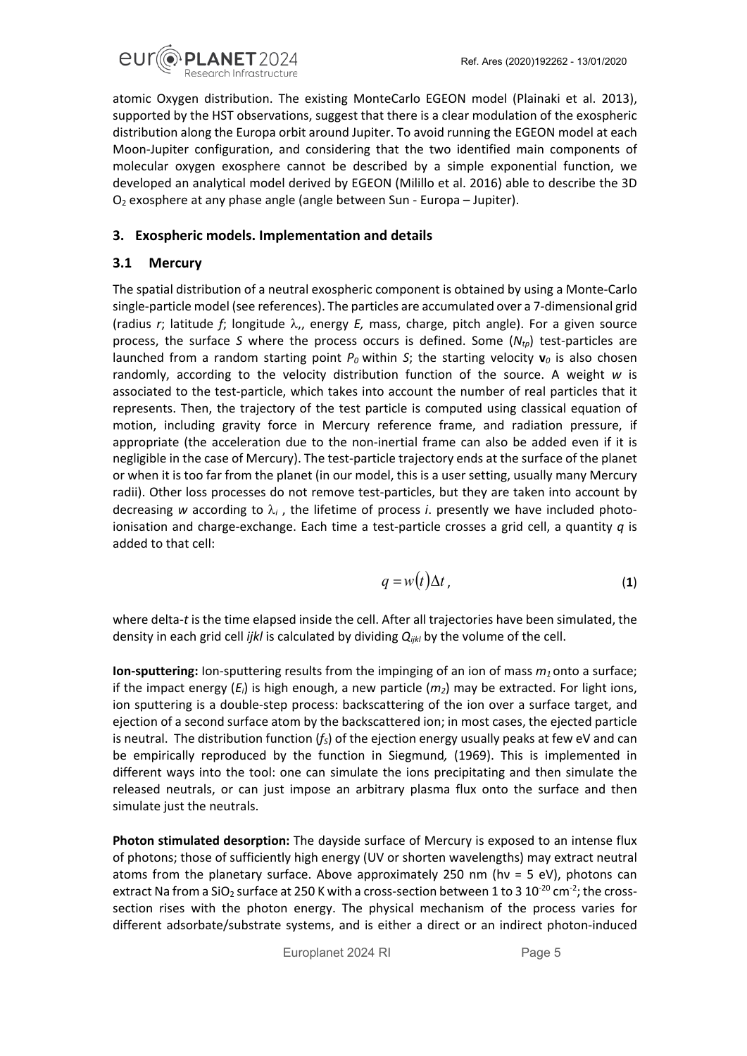atomic Oxygen distribution. The existing MonteCarlo EGEON model (Plainaki et al. 2013), supported by the HST observations, suggest that there is a clear modulation of the exospheric distribution along the Europa orbit around Jupiter. To avoid running the EGEON model at each Moon-Jupiter configuration, and considering that the two identified main components of molecular oxygen exosphere cannot be described by a simple exponential function, we developed an analytical model derived by EGEON (Milillo et al. 2016) able to describe the 3D $O_2$ exosphere at any phase angle (angle between Sun - Europa – Jupiter).

## 3. Exospheric models. Implementation and details

### 3.1 Mercury

The spatial distribution of a neutral exospheric component is obtained by using a Monte-Carlo single-particle model (see references). The particles are accumulated over a 7-dimensional grid (radius $r$; latitude $f$; longitude $\lambda$,, energy $E$, mass, charge, pitch angle). For a given source process, the surface $S$ where the process occurs is defined. Some ($N_{tp}$) test-particles are launched from a random starting point $P_0$ within $S$; the starting velocity $\mathbf{v}_0$ is also chosen randomly, according to the velocity distribution function of the source. A weight $w$ is associated to the test-particle, which takes into account the number of real particles that it represents. Then, the trajectory of the test particle is computed using classical equation of motion, including gravity force in Mercury reference frame, and radiation pressure, if appropriate (the acceleration due to the non-inertial frame can also be added even if it is negligible in the case of Mercury). The test-particle trajectory ends at the surface of the planet or when it is too far from the planet (in our model, this is a user setting, usually many Mercury radii). Other loss processes do not remove test-particles, but they are taken into account by decreasing $w$ according to $\lambda_i$ , the lifetime of process $i$. presently we have included photo-ionisation and charge-exchange. Each time a test-particle crosses a grid cell, a quantity $q$ is added to that cell:

$$q = w(t)\Delta t\,, \tag{1}$$

where delta-$t$ is the time elapsed inside the cell. After all trajectories have been simulated, the density in each grid cell $ijkl$ is calculated by dividing $Q_{ijkl}$ by the volume of the cell.

**Ion-sputtering:** Ion-sputtering results from the impinging of an ion of mass $m_1$ onto a surface; if the impact energy ($E_i$) is high enough, a new particle ($m_2$) may be extracted. For light ions, ion sputtering is a double-step process: backscattering of the ion over a surface target, and ejection of a second surface atom by the backscattered ion; in most cases, the ejected particle is neutral. The distribution function ($f_S$) of the ejection energy usually peaks at few eV and can be empirically reproduced by the function in Siegmund*,* (1969). This is implemented in different ways into the tool: one can simulate the ions precipitating and then simulate the released neutrals, or can just impose an arbitrary plasma flux onto the surface and then simulate just the neutrals.

**Photon stimulated desorption:** The dayside surface of Mercury is exposed to an intense flux of photons; those of sufficiently high energy (UV or shorten wavelengths) may extract neutral atoms from the planetary surface. Above approximately 250 nm (hν = 5 eV), photons can extract Na from a $SiO_2$ surface at 250 K with a cross-section between 1 to 3 $10^{-20}$ $cm^{-2}$; the cross-section rises with the photon energy. The physical mechanism of the process varies for different adsorbate/substrate systems, and is either a direct or an indirect photon-induced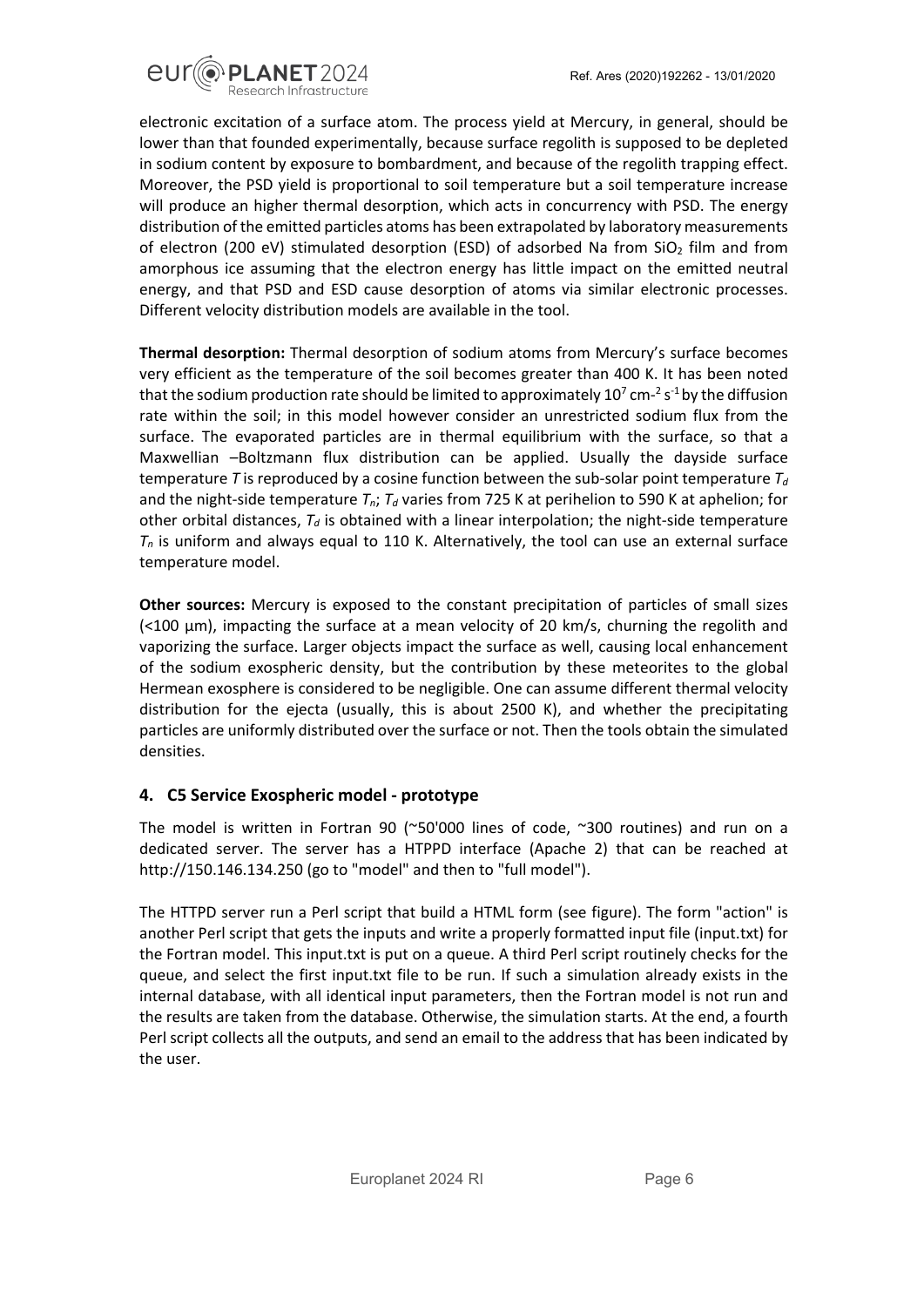electronic excitation of a surface atom. The process yield at Mercury, in general, should be lower than that founded experimentally, because surface regolith is supposed to be depleted in sodium content by exposure to bombardment, and because of the regolith trapping effect. Moreover, the PSD yield is proportional to soil temperature but a soil temperature increase will produce an higher thermal desorption, which acts in concurrency with PSD. The energy distribution of the emitted particles atoms has been extrapolated by laboratory measurements of electron (200 eV) stimulated desorption (ESD) of adsorbed Na from $SiO_2$ film and from amorphous ice assuming that the electron energy has little impact on the emitted neutral energy, and that PSD and ESD cause desorption of atoms via similar electronic processes. Different velocity distribution models are available in the tool.

**Thermal desorption:** Thermal desorption of sodium atoms from Mercury's surface becomes very efficient as the temperature of the soil becomes greater than 400 K. It has been noted that the sodium production rate should be limited to approximately $10^7$ $cm^{-2}$ $s^{-1}$ by the diffusion rate within the soil; in this model however consider an unrestricted sodium flux from the surface. The evaporated particles are in thermal equilibrium with the surface, so that a Maxwellian –Boltzmann flux distribution can be applied. Usually the dayside surface temperature $T$ is reproduced by a cosine function between the sub-solar point temperature $T_d$ and the night-side temperature $T_n$; $T_d$ varies from 725 K at perihelion to 590 K at aphelion; for other orbital distances, $T_d$ is obtained with a linear interpolation; the night-side temperature $T_n$ is uniform and always equal to 110 K. Alternatively, the tool can use an external surface temperature model.

**Other sources:** Mercury is exposed to the constant precipitation of particles of small sizes (<100 µm), impacting the surface at a mean velocity of 20 km/s, churning the regolith and vaporizing the surface. Larger objects impact the surface as well, causing local enhancement of the sodium exospheric density, but the contribution by these meteorites to the global Hermean exosphere is considered to be negligible. One can assume different thermal velocity distribution for the ejecta (usually, this is about 2500 K), and whether the precipitating particles are uniformly distributed over the surface or not. Then the tools obtain the simulated densities.

## 4. C5 Service Exospheric model - prototype

The model is written in Fortran 90 (~50'000 lines of code, ~300 routines) and run on a dedicated server. The server has a HTPPD interface (Apache 2) that can be reached at http://150.146.134.250 (go to "model" and then to "full model").

The HTTPD server run a Perl script that build a HTML form (see figure). The form "action" is another Perl script that gets the inputs and write a properly formatted input file (input.txt) for the Fortran model. This input.txt is put on a queue. A third Perl script routinely checks for the queue, and select the first input.txt file to be run. If such a simulation already exists in the internal database, with all identical input parameters, then the Fortran model is not run and the results are taken from the database. Otherwise, the simulation starts. At the end, a fourth Perl script collects all the outputs, and send an email to the address that has been indicated by the user.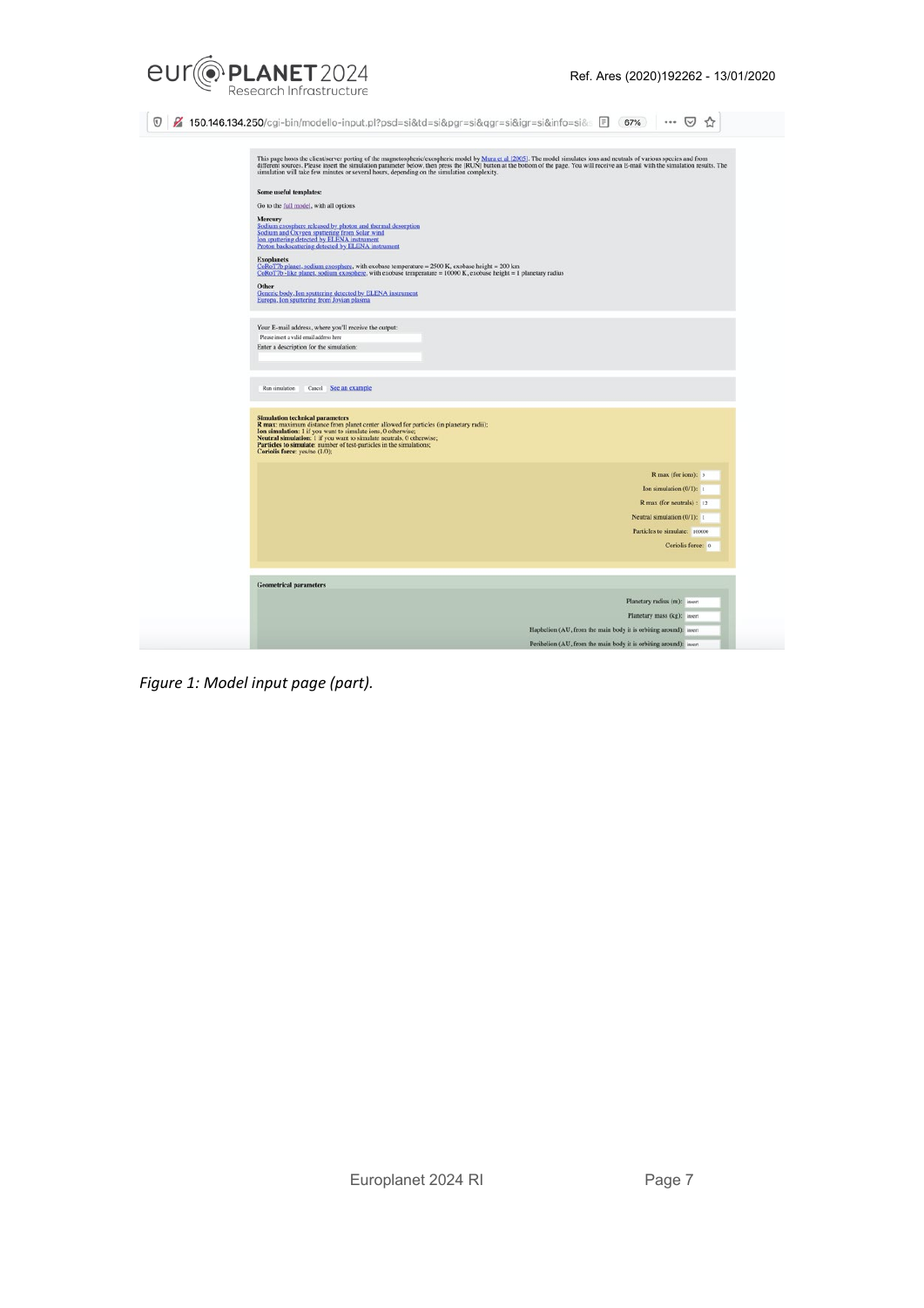150.146.134.250/cgi-bin/modello-input.pl?psd=si&td=si&pgr=si&qgr=si&igr=si&info=si&

This page hosts the client/server porting of the magnetospheric/exospheric model by Mura et al [2005]. The model simulates ions and neutrals of various species and from different sources. Please insert the simulation parameter below, then press the [RUN] button at the bottom of the page. You will receive an E-mail with the simulation results. The simulation will take few minutes or several hours, depending on the simulation complexity.

**Some useful templates:**

Go to the full model, with all options

**Mercury**
Sodium exosphere released by photon and thermal desorption
Sodium and Oxygen sputtering from Solar wind
Ion sputtering detected by ELENA instrument
Proton backscattering detected by ELENA instrument

**Exoplanets**
CoRoT7b planet, sodium exosphere, with exobase temperature = 2500 K, exobase height = 200 km
CoRoT7b -like planet, sodium exosphere, with exobase temperature = 10000 K, exobase height = 1 planetary radius

**Other**
Generic body, Ion sputtering detected by ELENA instrument
Europa, Ion sputtering from Jovian plasma

Your E-mail address, where you'll receive the output:
Please insert a valid email address here
Enter a description for the simulation:

Run simulation | Cancel | See an example

**Simulation technical parameters**
**R max**: maximum distance from planet center allowed for particles (in planetary radii);
**Ion simulation**: 1 if you want to simulate ions, 0 otherwise;
**Neutral simulation**: 1 if you want to simulate neutrals, 0 otherwise;
**Particles to simulate**: number of test-particles in the simulations;
**Coriolis force**: yes/no (1,0);

R max (for ions): 3
Ion simulation (0/1): 1
R max (for neutrals): 12
Neutral simulation (0/1): 1
Particles to simulate: 100000
Coriolis force: 0

**Geometrical parameters**

Planetary radius (m): insert
Planetary mass (kg): insert
Haphelion (AU, from the main body it is orbiting around): insert
Perihelion (AU, from the main body it is orbiting around): insert

*Figure 1: Model input page (part).*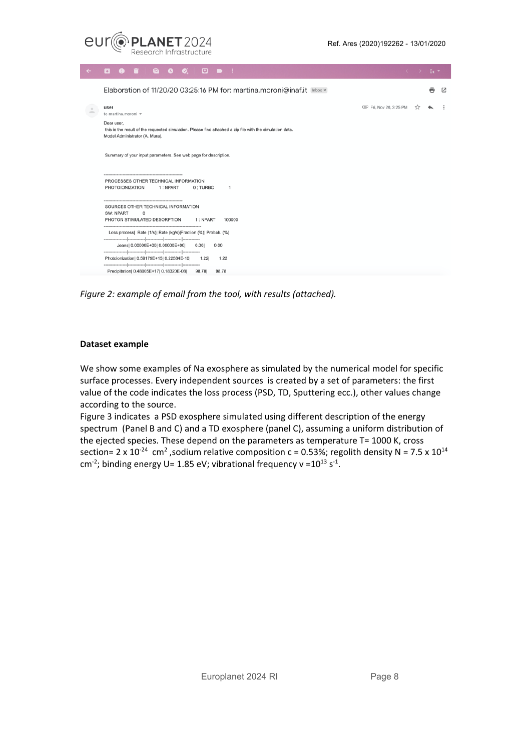```
Elaboration of 11/20/20 03:25:16 PM for: martina.moroni@inaf.it

user
to martina.moroni

Dear user,
this is the result of the requested simulation. Please find attached a zip file with the simulation data.
Model Administrator (A. Mura).

Summary of your input parameters. See web page for description.

--------------------------------------------------
PROCESSES OTHER TECHNICAL INFORMATION
PHOTOIONIZATION        1 : NPART        0 : TURBO        1

--------------------------------------------------
SOURCES OTHER TECHNICAL INFORMATION
SW. NPART        0
PHOTON STIMULATED DESORPTION        1 : NPART        100000
------------------------------------------------------------
  Loss process|  Rate (1/s)| Rate (kg/s)|Fraction (%)| Probab. (%)
---------------|-----------|------------|------------|------------
         Jeans| 0.00000E+00| 0.00000E+00|     0.00|     0.00
---------------|-----------|------------|------------|------------
Photoionization| 0.59179E+15| 0.22584E-10|     1.22|     1.22
---------------|-----------|------------|------------|------------
  Precipitation| 0.48005E+17| 0.18320E-08|    98.78|    98.78
```

*Figure 2: example of email from the tool, with results (attached).*

**Dataset example**

We show some examples of Na exosphere as simulated by the numerical model for specific surface processes. Every independent sources is created by a set of parameters: the first value of the code indicates the loss process (PSD, TD, Sputtering ecc.), other values change according to the source.

Figure 3 indicates a PSD exosphere simulated using different description of the energy spectrum (Panel B and C) and a TD exosphere (panel C), assuming a uniform distribution of the ejected species. These depend on the parameters as temperature T= 1000 K, cross section= $2 \times 10^{-24}$ $cm^2$ ,sodium relative composition c = 0.53%; regolith density N = $7.5 \times 10^{14}$ $cm^{-2}$; binding energy U= 1.85 eV; vibrational frequency v =$10^{13}$ $s^{-1}$.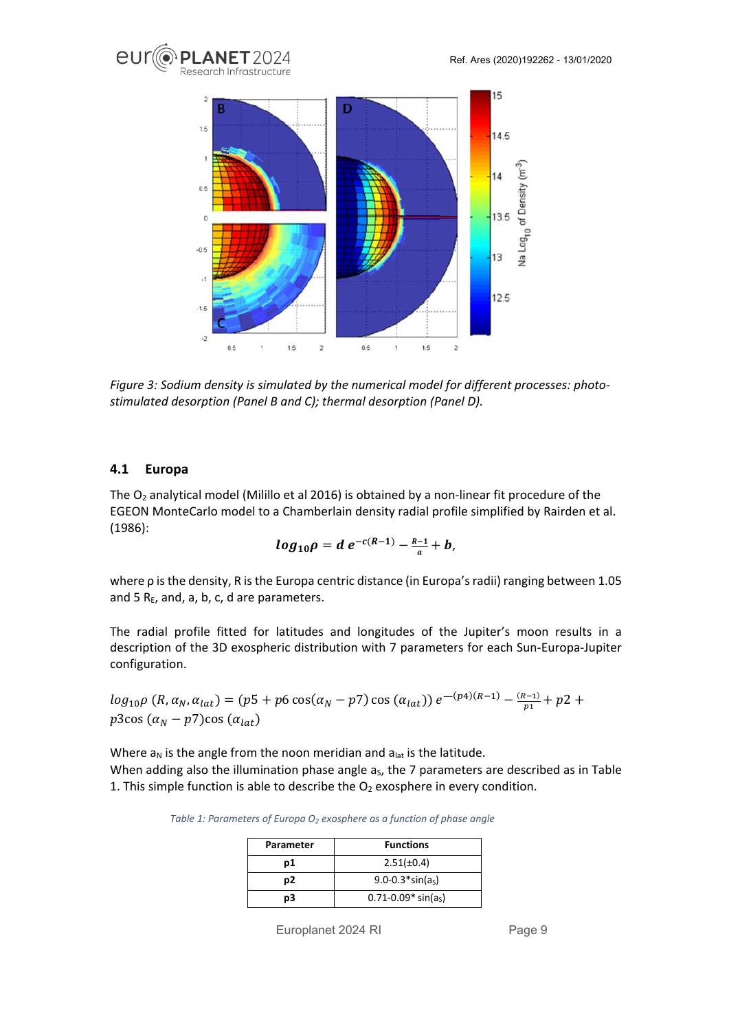*Figure 3: Sodium density is simulated by the numerical model for different processes: photo-stimulated desorption (Panel B and C); thermal desorption (Panel D).*

### 4.1 Europa

The $O_2$ analytical model (Milillo et al 2016) is obtained by a non-linear fit procedure of the EGEON MonteCarlo model to a Chamberlain density radial profile simplified by Rairden et al. (1986):

$$\boldsymbol{log_{10}\rho = d\, e^{-c(R-1)} - \frac{R-1}{a} + b},$$

where ρ is the density, R is the Europa centric distance (in Europa's radii) ranging between 1.05 and 5 $R_E$, and, a, b, c, d are parameters.

The radial profile fitted for latitudes and longitudes of the Jupiter's moon results in a description of the 3D exospheric distribution with 7 parameters for each Sun-Europa-Jupiter configuration.

$$log_{10}\rho\ (R, \alpha_N, \alpha_{lat}) = (p5 + p6\cos(\alpha_N - p7)\cos(\alpha_{lat}))\, e^{-(p4)(R-1)} - \frac{(R-1)}{p1} + p2 + p3\cos(\alpha_N - p7)\cos(\alpha_{lat})$$

Where $a_N$ is the angle from the noon meridian and $a_{lat}$ is the latitude.
When adding also the illumination phase angle $a_S$, the 7 parameters are described as in Table 1. This simple function is able to describe the $O_2$ exosphere in every condition.

*Table 1: Parameters of Europa $O_2$ exosphere as a function of phase angle*

| Parameter | Functions |
|---|---|
| p1 | 2.51(±0.4) |
| p2 | 9.0-0.3*sin($a_S$) |
| p3 | 0.71-0.09* sin($a_S$) |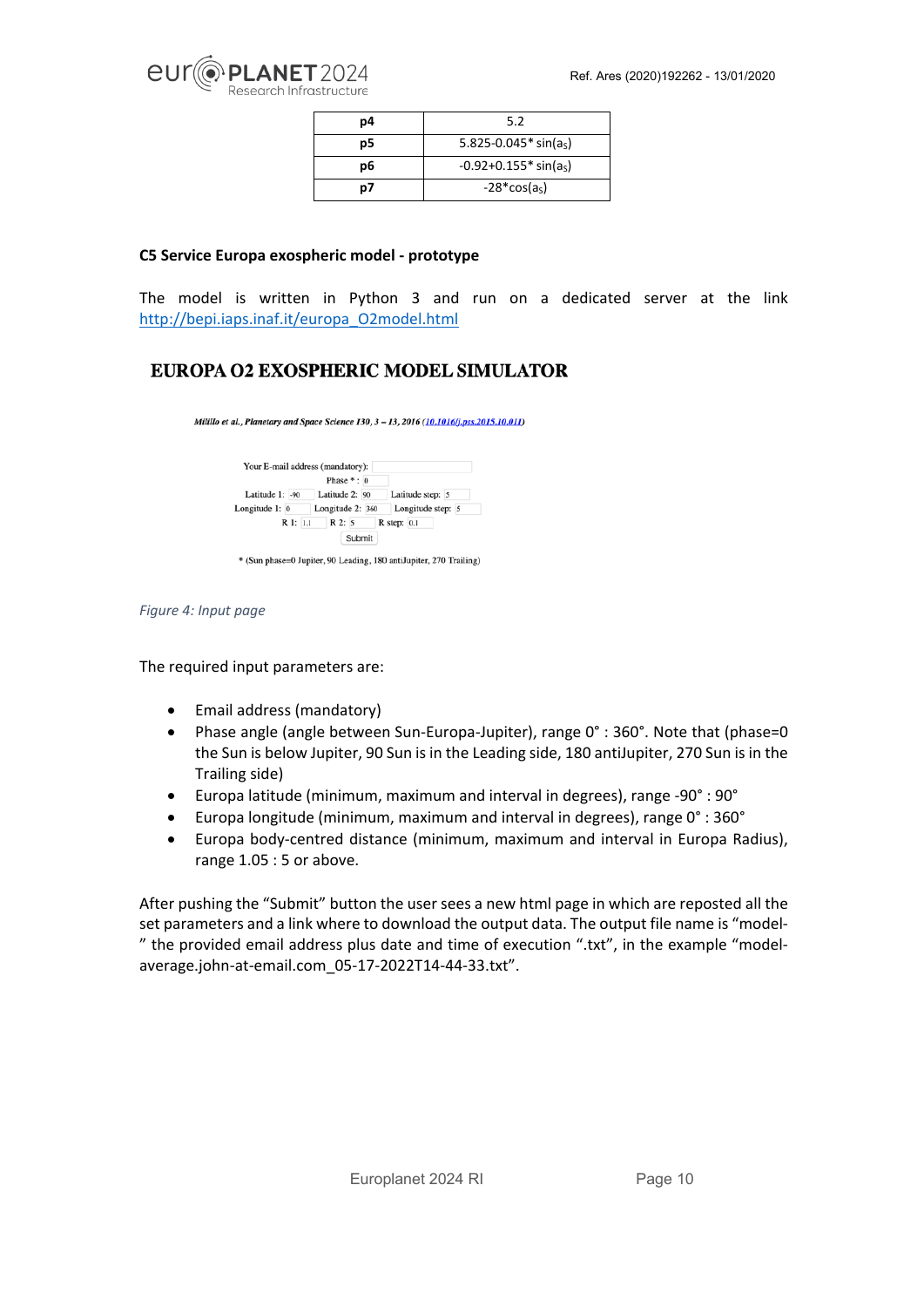| p4 | 5.2 |
|---|---|
| p5 | $5.825-0.045*\sin(a_S)$ |
| p6 | $-0.92+0.155*\sin(a_S)$ |
| p7 | $-28*\cos(a_S)$ |

**C5 Service Europa exospheric model - prototype**

The model is written in Python 3 and run on a dedicated server at the link http://bepi.iaps.inaf.it/europa_O2model.html

**EUROPA O2 EXOSPHERIC MODEL SIMULATOR**

*Milillo et al., Planetary and Space Science 130, 3 – 13, 2016 (10.1016/j.pss.2015.10.011)*

Your E-mail address (mandatory):
Phase * : 0
Latitude 1: -90 Latitude 2: 90 Latitude step: 5
Longitude 1: 0 Longitude 2: 360 Longitude step: 5
R 1: 1.1 R 2: 5 R step: 0.1
Submit

* (Sun phase=0 Jupiter, 90 Leading, 180 antiJupiter, 270 Trailing)

*Figure 4: Input page*

The required input parameters are:

- Email address (mandatory)
- Phase angle (angle between Sun-Europa-Jupiter), range 0° : 360°. Note that (phase=0 the Sun is below Jupiter, 90 Sun is in the Leading side, 180 antiJupiter, 270 Sun is in the Trailing side)
- Europa latitude (minimum, maximum and interval in degrees), range -90° : 90°
- Europa longitude (minimum, maximum and interval in degrees), range 0° : 360°
- Europa body-centred distance (minimum, maximum and interval in Europa Radius), range 1.05 : 5 or above.

After pushing the "Submit" button the user sees a new html page in which are reposted all the set parameters and a link where to download the output data. The output file name is "model-" the provided email address plus date and time of execution ".txt", in the example "model-average.john-at-email.com_05-17-2022T14-44-33.txt".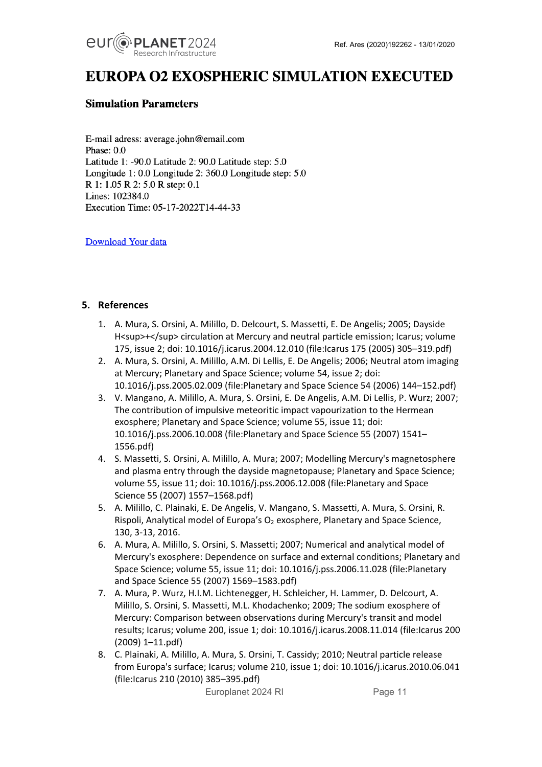# EUROPA O2 EXOSPHERIC SIMULATION EXECUTED

### Simulation Parameters

E-mail adress: average.john@email.com
Phase: 0.0
Latitude 1: -90.0 Latitude 2: 90.0 Latitude step: 5.0
Longitude 1: 0.0 Longitude 2: 360.0 Longitude step: 5.0
R 1: 1.05 R 2: 5.0 R step: 0.1
Lines: 102384.0
Execution Time: 05-17-2022T14-44-33

Download Your data

## 5. References

1. A. Mura, S. Orsini, A. Milillo, D. Delcourt, S. Massetti, E. De Angelis; 2005; Dayside H<sup>+</sup> circulation at Mercury and neutral particle emission; Icarus; volume 175, issue 2; doi: 10.1016/j.icarus.2004.12.010 (file:Icarus 175 (2005) 305–319.pdf)
2. A. Mura, S. Orsini, A. Milillo, A.M. Di Lellis, E. De Angelis; 2006; Neutral atom imaging at Mercury; Planetary and Space Science; volume 54, issue 2; doi: 10.1016/j.pss.2005.02.009 (file:Planetary and Space Science 54 (2006) 144–152.pdf)
3. V. Mangano, A. Milillo, A. Mura, S. Orsini, E. De Angelis, A.M. Di Lellis, P. Wurz; 2007; The contribution of impulsive meteoritic impact vapourization to the Hermean exosphere; Planetary and Space Science; volume 55, issue 11; doi: 10.1016/j.pss.2006.10.008 (file:Planetary and Space Science 55 (2007) 1541–1556.pdf)
4. S. Massetti, S. Orsini, A. Milillo, A. Mura; 2007; Modelling Mercury's magnetosphere and plasma entry through the dayside magnetopause; Planetary and Space Science; volume 55, issue 11; doi: 10.1016/j.pss.2006.12.008 (file:Planetary and Space Science 55 (2007) 1557–1568.pdf)
5. A. Milillo, C. Plainaki, E. De Angelis, V. Mangano, S. Massetti, A. Mura, S. Orsini, R. Rispoli, Analytical model of Europa's $O_2$ exosphere, Planetary and Space Science, 130, 3-13, 2016.
6. A. Mura, A. Milillo, S. Orsini, S. Massetti; 2007; Numerical and analytical model of Mercury's exosphere: Dependence on surface and external conditions; Planetary and Space Science; volume 55, issue 11; doi: 10.1016/j.pss.2006.11.028 (file:Planetary and Space Science 55 (2007) 1569–1583.pdf)
7. A. Mura, P. Wurz, H.I.M. Lichtenegger, H. Schleicher, H. Lammer, D. Delcourt, A. Milillo, S. Orsini, S. Massetti, M.L. Khodachenko; 2009; The sodium exosphere of Mercury: Comparison between observations during Mercury's transit and model results; Icarus; volume 200, issue 1; doi: 10.1016/j.icarus.2008.11.014 (file:Icarus 200 (2009) 1–11.pdf)
8. C. Plainaki, A. Milillo, A. Mura, S. Orsini, T. Cassidy; 2010; Neutral particle release from Europa's surface; Icarus; volume 210, issue 1; doi: 10.1016/j.icarus.2010.06.041 (file:Icarus 210 (2010) 385–395.pdf)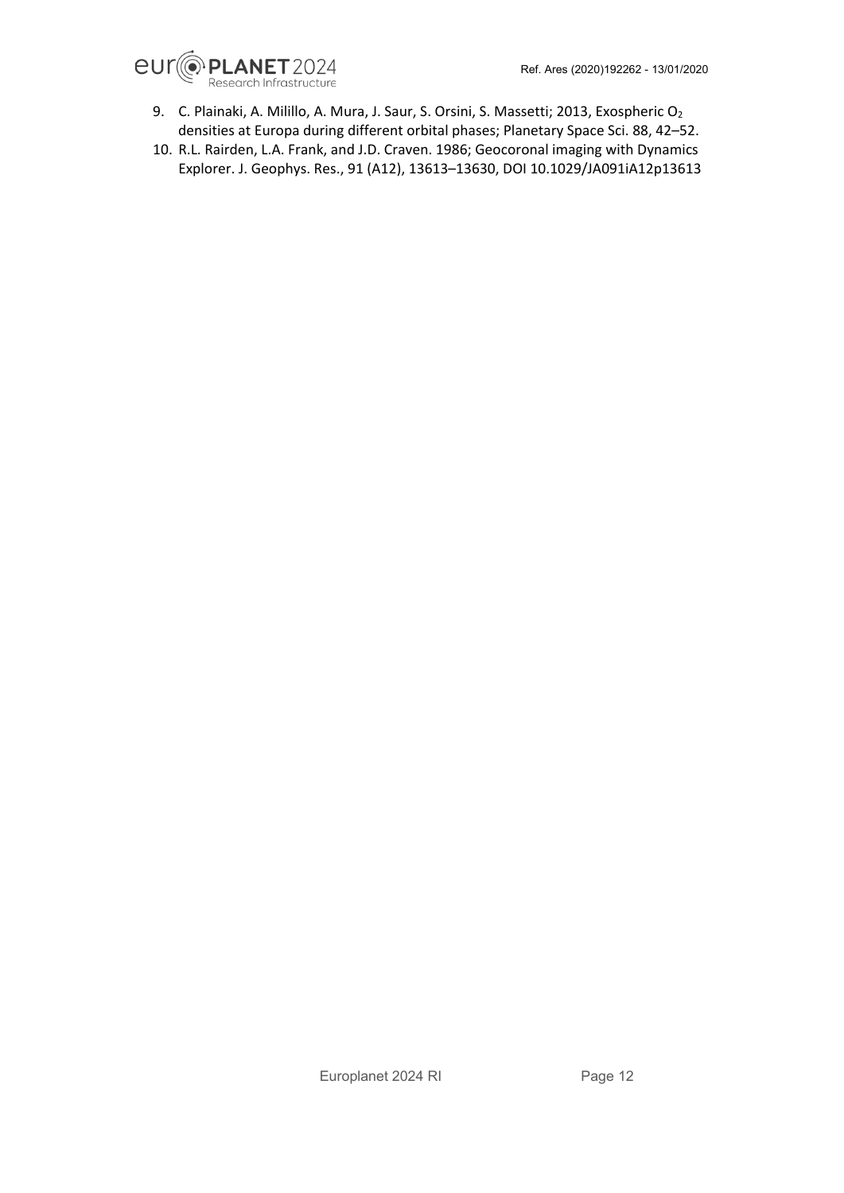9. C. Plainaki, A. Milillo, A. Mura, J. Saur, S. Orsini, S. Massetti; 2013, Exospheric $O_2$ densities at Europa during different orbital phases; Planetary Space Sci. 88, 42–52.
10. R.L. Rairden, L.A. Frank, and J.D. Craven. 1986; Geocoronal imaging with Dynamics Explorer. J. Geophys. Res., 91 (A12), 13613–13630, DOI 10.1029/JA091iA12p13613